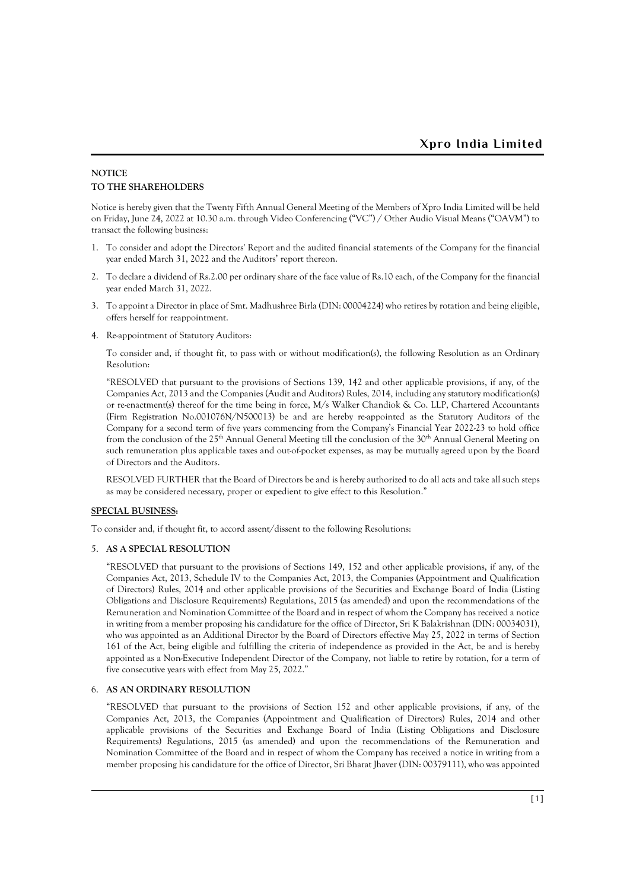# Xpro India Limited

**NOTICE**
**TO THE SHAREHOLDERS**

Notice is hereby given that the Twenty Fifth Annual General Meeting of the Members of Xpro India Limited will be held on Friday, June 24, 2022 at 10.30 a.m. through Video Conferencing ("VC") / Other Audio Visual Means ("OAVM") to transact the following business:

1. To consider and adopt the Directors' Report and the audited financial statements of the Company for the financial year ended March 31, 2022 and the Auditors' report thereon.

2. To declare a dividend of Rs.2.00 per ordinary share of the face value of Rs.10 each, of the Company for the financial year ended March 31, 2022.

3. To appoint a Director in place of Smt. Madhushree Birla (DIN: 00004224) who retires by rotation and being eligible, offers herself for reappointment.

4. Re-appointment of Statutory Auditors:

   To consider and, if thought fit, to pass with or without modification(s), the following Resolution as an Ordinary Resolution:

   "RESOLVED that pursuant to the provisions of Sections 139, 142 and other applicable provisions, if any, of the Companies Act, 2013 and the Companies (Audit and Auditors) Rules, 2014, including any statutory modification(s) or re-enactment(s) thereof for the time being in force, M/s Walker Chandiok & Co. LLP, Chartered Accountants (Firm Registration No.001076N/N500013) be and are hereby re-appointed as the Statutory Auditors of the Company for a second term of five years commencing from the Company's Financial Year 2022-23 to hold office from the conclusion of the 25th Annual General Meeting till the conclusion of the 30th Annual General Meeting on such remuneration plus applicable taxes and out-of-pocket expenses, as may be mutually agreed upon by the Board of Directors and the Auditors.

   RESOLVED FURTHER that the Board of Directors be and is hereby authorized to do all acts and take all such steps as may be considered necessary, proper or expedient to give effect to this Resolution."

**SPECIAL BUSINESS:**

To consider and, if thought fit, to accord assent/dissent to the following Resolutions:

5. **AS A SPECIAL RESOLUTION**

   "RESOLVED that pursuant to the provisions of Sections 149, 152 and other applicable provisions, if any, of the Companies Act, 2013, Schedule IV to the Companies Act, 2013, the Companies (Appointment and Qualification of Directors) Rules, 2014 and other applicable provisions of the Securities and Exchange Board of India (Listing Obligations and Disclosure Requirements) Regulations, 2015 (as amended) and upon the recommendations of the Remuneration and Nomination Committee of the Board and in respect of whom the Company has received a notice in writing from a member proposing his candidature for the office of Director, Sri K Balakrishnan (DIN: 00034031), who was appointed as an Additional Director by the Board of Directors effective May 25, 2022 in terms of Section 161 of the Act, being eligible and fulfilling the criteria of independence as provided in the Act, be and is hereby appointed as a Non-Executive Independent Director of the Company, not liable to retire by rotation, for a term of five consecutive years with effect from May 25, 2022."

6. **AS AN ORDINARY RESOLUTION**

   "RESOLVED that pursuant to the provisions of Section 152 and other applicable provisions, if any, of the Companies Act, 2013, the Companies (Appointment and Qualification of Directors) Rules, 2014 and other applicable provisions of the Securities and Exchange Board of India (Listing Obligations and Disclosure Requirements) Regulations, 2015 (as amended) and upon the recommendations of the Remuneration and Nomination Committee of the Board and in respect of whom the Company has received a notice in writing from a member proposing his candidature for the office of Director, Sri Bharat Jhaver (DIN: 00379111), who was appointed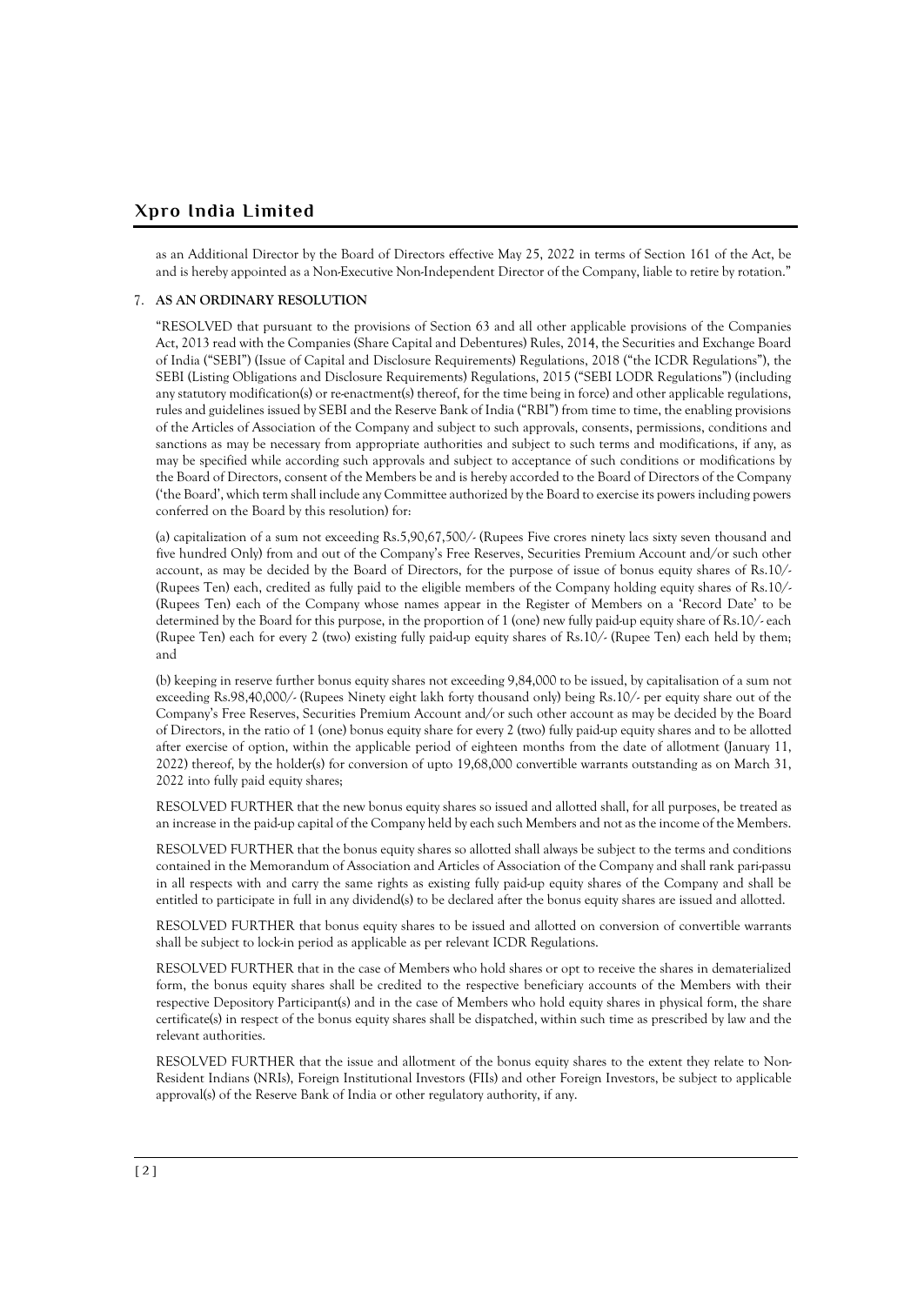as an Additional Director by the Board of Directors effective May 25, 2022 in terms of Section 161 of the Act, be and is hereby appointed as a Non-Executive Non-Independent Director of the Company, liable to retire by rotation."

7. **AS AN ORDINARY RESOLUTION**

"RESOLVED that pursuant to the provisions of Section 63 and all other applicable provisions of the Companies Act, 2013 read with the Companies (Share Capital and Debentures) Rules, 2014, the Securities and Exchange Board of India ("SEBI") (Issue of Capital and Disclosure Requirements) Regulations, 2018 ("the ICDR Regulations"), the SEBI (Listing Obligations and Disclosure Requirements) Regulations, 2015 ("SEBI LODR Regulations") (including any statutory modification(s) or re-enactment(s) thereof, for the time being in force) and other applicable regulations, rules and guidelines issued by SEBI and the Reserve Bank of India ("RBI") from time to time, the enabling provisions of the Articles of Association of the Company and subject to such approvals, consents, permissions, conditions and sanctions as may be necessary from appropriate authorities and subject to such terms and modifications, if any, as may be specified while according such approvals and subject to acceptance of such conditions or modifications by the Board of Directors, consent of the Members be and is hereby accorded to the Board of Directors of the Company ('the Board', which term shall include any Committee authorized by the Board to exercise its powers including powers conferred on the Board by this resolution) for:

(a) capitalization of a sum not exceeding Rs.5,90,67,500/- (Rupees Five crores ninety lacs sixty seven thousand and five hundred Only) from and out of the Company's Free Reserves, Securities Premium Account and/or such other account, as may be decided by the Board of Directors, for the purpose of issue of bonus equity shares of Rs.10/- (Rupees Ten) each, credited as fully paid to the eligible members of the Company holding equity shares of Rs.10/- (Rupees Ten) each of the Company whose names appear in the Register of Members on a 'Record Date' to be determined by the Board for this purpose, in the proportion of 1 (one) new fully paid-up equity share of Rs.10/- each (Rupee Ten) each for every 2 (two) existing fully paid-up equity shares of Rs.10/- (Rupee Ten) each held by them; and

(b) keeping in reserve further bonus equity shares not exceeding 9,84,000 to be issued, by capitalisation of a sum not exceeding Rs.98,40,000/- (Rupees Ninety eight lakh forty thousand only) being Rs.10/- per equity share out of the Company's Free Reserves, Securities Premium Account and/or such other account as may be decided by the Board of Directors, in the ratio of 1 (one) bonus equity share for every 2 (two) fully paid-up equity shares and to be allotted after exercise of option, within the applicable period of eighteen months from the date of allotment (January 11, 2022) thereof, by the holder(s) for conversion of upto 19,68,000 convertible warrants outstanding as on March 31, 2022 into fully paid equity shares;

RESOLVED FURTHER that the new bonus equity shares so issued and allotted shall, for all purposes, be treated as an increase in the paid-up capital of the Company held by each such Members and not as the income of the Members.

RESOLVED FURTHER that the bonus equity shares so allotted shall always be subject to the terms and conditions contained in the Memorandum of Association and Articles of Association of the Company and shall rank pari-passu in all respects with and carry the same rights as existing fully paid-up equity shares of the Company and shall be entitled to participate in full in any dividend(s) to be declared after the bonus equity shares are issued and allotted.

RESOLVED FURTHER that bonus equity shares to be issued and allotted on conversion of convertible warrants shall be subject to lock-in period as applicable as per relevant ICDR Regulations.

RESOLVED FURTHER that in the case of Members who hold shares or opt to receive the shares in dematerialized form, the bonus equity shares shall be credited to the respective beneficiary accounts of the Members with their respective Depository Participant(s) and in the case of Members who hold equity shares in physical form, the share certificate(s) in respect of the bonus equity shares shall be dispatched, within such time as prescribed by law and the relevant authorities.

RESOLVED FURTHER that the issue and allotment of the bonus equity shares to the extent they relate to Non-Resident Indians (NRIs), Foreign Institutional Investors (FIIs) and other Foreign Investors, be subject to applicable approval(s) of the Reserve Bank of India or other regulatory authority, if any.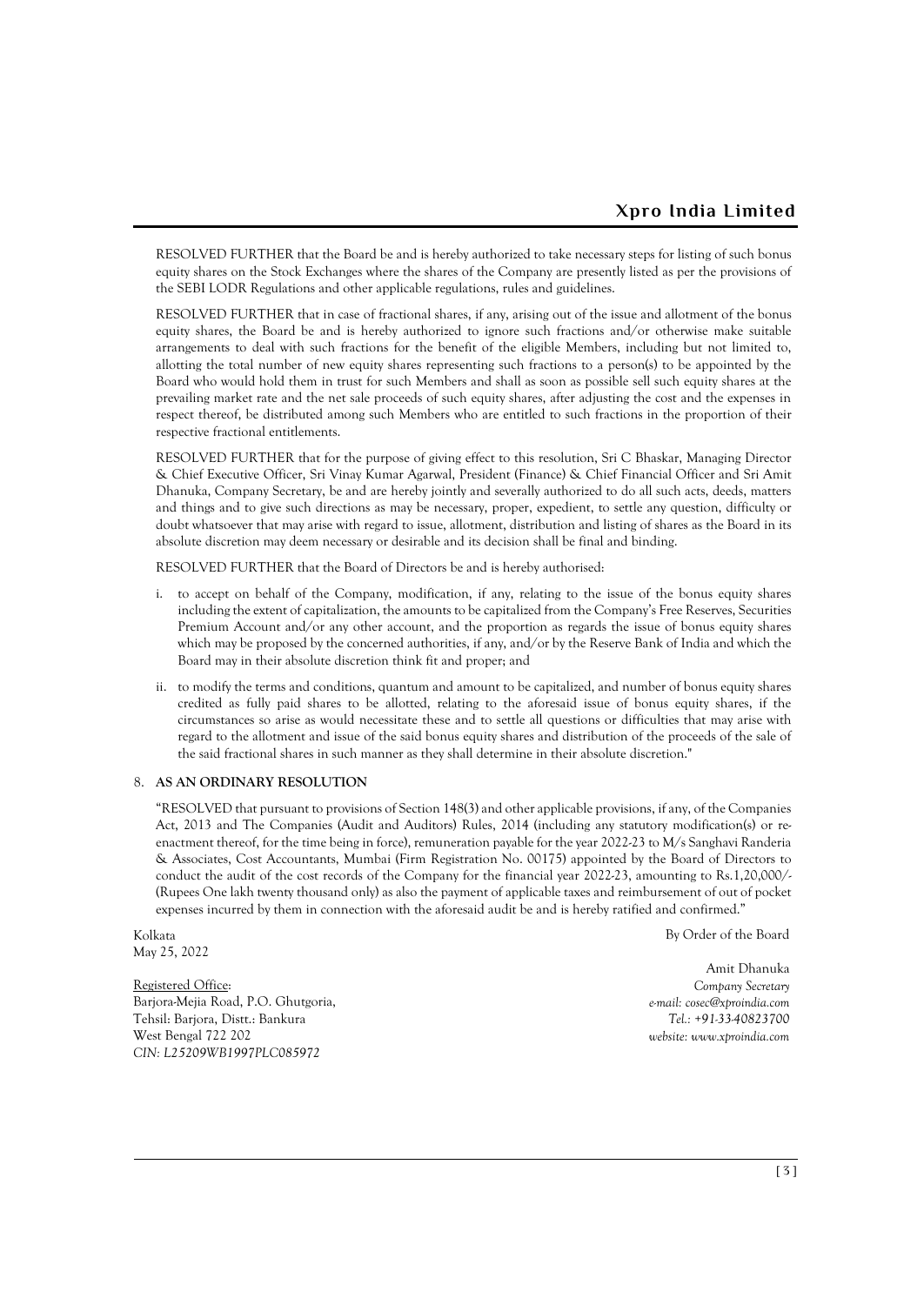RESOLVED FURTHER that the Board be and is hereby authorized to take necessary steps for listing of such bonus equity shares on the Stock Exchanges where the shares of the Company are presently listed as per the provisions of the SEBI LODR Regulations and other applicable regulations, rules and guidelines.

RESOLVED FURTHER that in case of fractional shares, if any, arising out of the issue and allotment of the bonus equity shares, the Board be and is hereby authorized to ignore such fractions and/or otherwise make suitable arrangements to deal with such fractions for the benefit of the eligible Members, including but not limited to, allotting the total number of new equity shares representing such fractions to a person(s) to be appointed by the Board who would hold them in trust for such Members and shall as soon as possible sell such equity shares at the prevailing market rate and the net sale proceeds of such equity shares, after adjusting the cost and the expenses in respect thereof, be distributed among such Members who are entitled to such fractions in the proportion of their respective fractional entitlements.

RESOLVED FURTHER that for the purpose of giving effect to this resolution, Sri C Bhaskar, Managing Director & Chief Executive Officer, Sri Vinay Kumar Agarwal, President (Finance) & Chief Financial Officer and Sri Amit Dhanuka, Company Secretary, be and are hereby jointly and severally authorized to do all such acts, deeds, matters and things and to give such directions as may be necessary, proper, expedient, to settle any question, difficulty or doubt whatsoever that may arise with regard to issue, allotment, distribution and listing of shares as the Board in its absolute discretion may deem necessary or desirable and its decision shall be final and binding.

RESOLVED FURTHER that the Board of Directors be and is hereby authorised:

i. to accept on behalf of the Company, modification, if any, relating to the issue of the bonus equity shares including the extent of capitalization, the amounts to be capitalized from the Company's Free Reserves, Securities Premium Account and/or any other account, and the proportion as regards the issue of bonus equity shares which may be proposed by the concerned authorities, if any, and/or by the Reserve Bank of India and which the Board may in their absolute discretion think fit and proper; and

ii. to modify the terms and conditions, quantum and amount to be capitalized, and number of bonus equity shares credited as fully paid shares to be allotted, relating to the aforesaid issue of bonus equity shares, if the circumstances so arise as would necessitate these and to settle all questions or difficulties that may arise with regard to the allotment and issue of the said bonus equity shares and distribution of the proceeds of the sale of the said fractional shares in such manner as they shall determine in their absolute discretion."

8. **AS AN ORDINARY RESOLUTION**

"RESOLVED that pursuant to provisions of Section 148(3) and other applicable provisions, if any, of the Companies Act, 2013 and The Companies (Audit and Auditors) Rules, 2014 (including any statutory modification(s) or re-enactment thereof, for the time being in force), remuneration payable for the year 2022-23 to M/s Sanghavi Randeria & Associates, Cost Accountants, Mumbai (Firm Registration No. 00175) appointed by the Board of Directors to conduct the audit of the cost records of the Company for the financial year 2022-23, amounting to Rs.1,20,000/- (Rupees One lakh twenty thousand only) as also the payment of applicable taxes and reimbursement of out of pocket expenses incurred by them in connection with the aforesaid audit be and is hereby ratified and confirmed."

Kolkata
May 25, 2022

By Order of the Board

Amit Dhanuka
*Company Secretary*
*e-mail: cosec@xproindia.com*
*Tel.: +91-33-40823700*
*website: www.xproindia.com*

Registered Office:
Barjora-Mejia Road, P.O. Ghutgoria,
Tehsil: Barjora, Distt.: Bankura
West Bengal 722 202
*CIN: L25209WB1997PLC085972*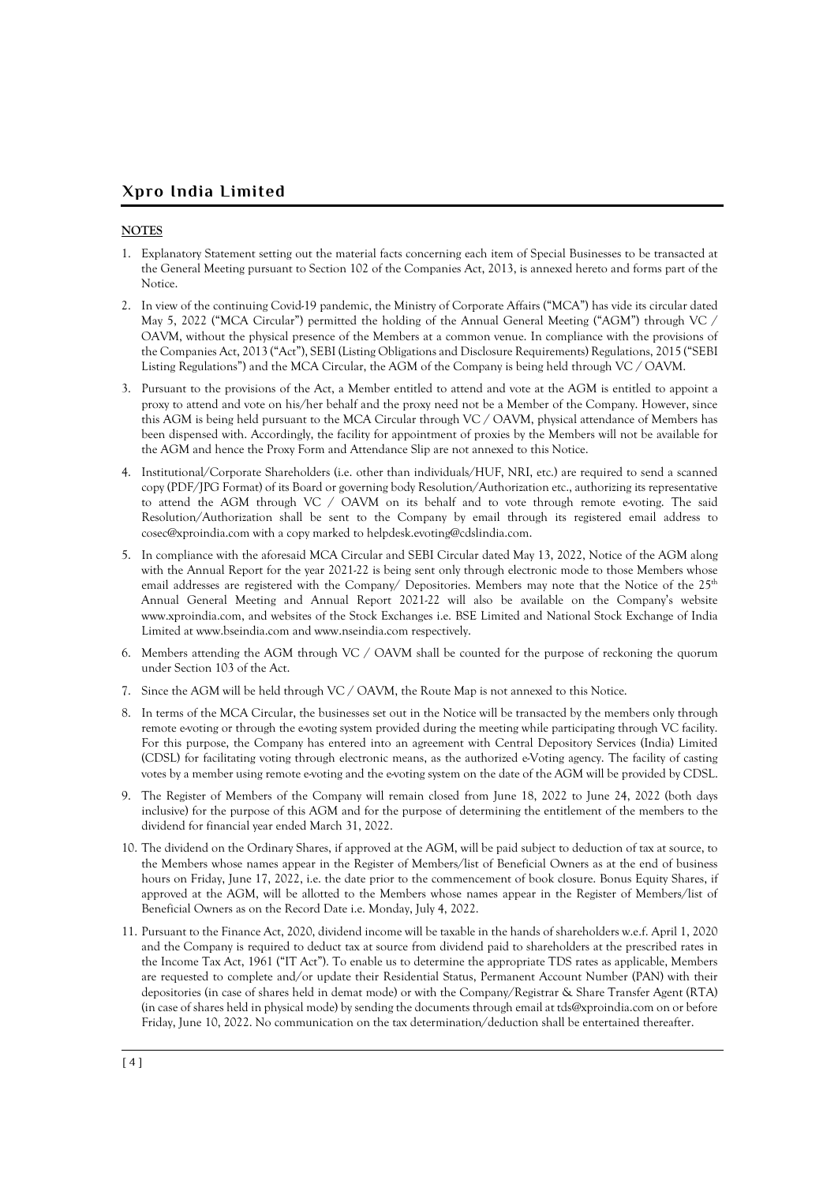## NOTES

1. Explanatory Statement setting out the material facts concerning each item of Special Businesses to be transacted at the General Meeting pursuant to Section 102 of the Companies Act, 2013, is annexed hereto and forms part of the Notice.
2. In view of the continuing Covid-19 pandemic, the Ministry of Corporate Affairs ("MCA") has vide its circular dated May 5, 2022 ("MCA Circular") permitted the holding of the Annual General Meeting ("AGM") through VC / OAVM, without the physical presence of the Members at a common venue. In compliance with the provisions of the Companies Act, 2013 ("Act"), SEBI (Listing Obligations and Disclosure Requirements) Regulations, 2015 ("SEBI Listing Regulations") and the MCA Circular, the AGM of the Company is being held through VC / OAVM.
3. Pursuant to the provisions of the Act, a Member entitled to attend and vote at the AGM is entitled to appoint a proxy to attend and vote on his/her behalf and the proxy need not be a Member of the Company. However, since this AGM is being held pursuant to the MCA Circular through VC / OAVM, physical attendance of Members has been dispensed with. Accordingly, the facility for appointment of proxies by the Members will not be available for the AGM and hence the Proxy Form and Attendance Slip are not annexed to this Notice.
4. Institutional/Corporate Shareholders (i.e. other than individuals/HUF, NRI, etc.) are required to send a scanned copy (PDF/JPG Format) of its Board or governing body Resolution/Authorization etc., authorizing its representative to attend the AGM through VC / OAVM on its behalf and to vote through remote e-voting. The said Resolution/Authorization shall be sent to the Company by email through its registered email address to cosec@xproindia.com with a copy marked to helpdesk.evoting@cdslindia.com.
5. In compliance with the aforesaid MCA Circular and SEBI Circular dated May 13, 2022, Notice of the AGM along with the Annual Report for the year 2021-22 is being sent only through electronic mode to those Members whose email addresses are registered with the Company/ Depositories. Members may note that the Notice of the 25th Annual General Meeting and Annual Report 2021-22 will also be available on the Company's website www.xproindia.com, and websites of the Stock Exchanges i.e. BSE Limited and National Stock Exchange of India Limited at www.bseindia.com and www.nseindia.com respectively.
6. Members attending the AGM through VC / OAVM shall be counted for the purpose of reckoning the quorum under Section 103 of the Act.
7. Since the AGM will be held through VC / OAVM, the Route Map is not annexed to this Notice.
8. In terms of the MCA Circular, the businesses set out in the Notice will be transacted by the members only through remote e-voting or through the e-voting system provided during the meeting while participating through VC facility. For this purpose, the Company has entered into an agreement with Central Depository Services (India) Limited (CDSL) for facilitating voting through electronic means, as the authorized e-Voting agency. The facility of casting votes by a member using remote e-voting and the e-voting system on the date of the AGM will be provided by CDSL.
9. The Register of Members of the Company will remain closed from June 18, 2022 to June 24, 2022 (both days inclusive) for the purpose of this AGM and for the purpose of determining the entitlement of the members to the dividend for financial year ended March 31, 2022.
10. The dividend on the Ordinary Shares, if approved at the AGM, will be paid subject to deduction of tax at source, to the Members whose names appear in the Register of Members/list of Beneficial Owners as at the end of business hours on Friday, June 17, 2022, i.e. the date prior to the commencement of book closure. Bonus Equity Shares, if approved at the AGM, will be allotted to the Members whose names appear in the Register of Members/list of Beneficial Owners as on the Record Date i.e. Monday, July 4, 2022.
11. Pursuant to the Finance Act, 2020, dividend income will be taxable in the hands of shareholders w.e.f. April 1, 2020 and the Company is required to deduct tax at source from dividend paid to shareholders at the prescribed rates in the Income Tax Act, 1961 ("IT Act"). To enable us to determine the appropriate TDS rates as applicable, Members are requested to complete and/or update their Residential Status, Permanent Account Number (PAN) with their depositories (in case of shares held in demat mode) or with the Company/Registrar & Share Transfer Agent (RTA) (in case of shares held in physical mode) by sending the documents through email at tds@xproindia.com on or before Friday, June 10, 2022. No communication on the tax determination/deduction shall be entertained thereafter.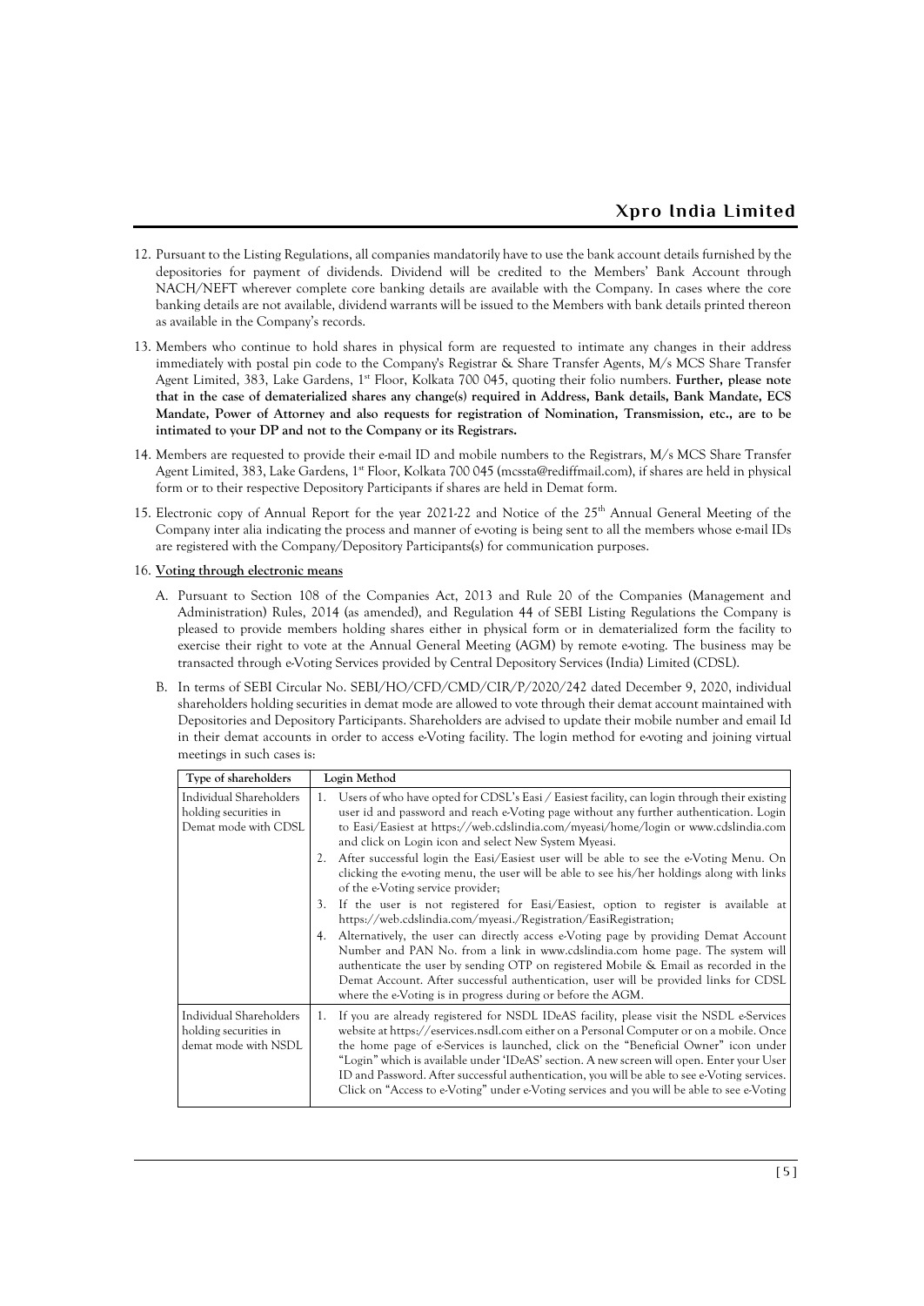12. Pursuant to the Listing Regulations, all companies mandatorily have to use the bank account details furnished by the depositories for payment of dividends. Dividend will be credited to the Members' Bank Account through NACH/NEFT wherever complete core banking details are available with the Company. In cases where the core banking details are not available, dividend warrants will be issued to the Members with bank details printed thereon as available in the Company's records.

13. Members who continue to hold shares in physical form are requested to intimate any changes in their address immediately with postal pin code to the Company's Registrar & Share Transfer Agents, M/s MCS Share Transfer Agent Limited, 383, Lake Gardens, 1st Floor, Kolkata 700 045, quoting their folio numbers. **Further, please note that in the case of dematerialized shares any change(s) required in Address, Bank details, Bank Mandate, ECS Mandate, Power of Attorney and also requests for registration of Nomination, Transmission, etc., are to be intimated to your DP and not to the Company or its Registrars.**

14. Members are requested to provide their e-mail ID and mobile numbers to the Registrars, M/s MCS Share Transfer Agent Limited, 383, Lake Gardens, 1st Floor, Kolkata 700 045 (mcssta@rediffmail.com), if shares are held in physical form or to their respective Depository Participants if shares are held in Demat form.

15. Electronic copy of Annual Report for the year 2021-22 and Notice of the 25th Annual General Meeting of the Company inter alia indicating the process and manner of e-voting is being sent to all the members whose e-mail IDs are registered with the Company/Depository Participants(s) for communication purposes.

16. <u>**Voting through electronic means**</u>

    A. Pursuant to Section 108 of the Companies Act, 2013 and Rule 20 of the Companies (Management and Administration) Rules, 2014 (as amended), and Regulation 44 of SEBI Listing Regulations the Company is pleased to provide members holding shares either in physical form or in dematerialized form the facility to exercise their right to vote at the Annual General Meeting (AGM) by remote e-voting. The business may be transacted through e-Voting Services provided by Central Depository Services (India) Limited (CDSL).

    B. In terms of SEBI Circular No. SEBI/HO/CFD/CMD/CIR/P/2020/242 dated December 9, 2020, individual shareholders holding securities in demat mode are allowed to vote through their demat account maintained with Depositories and Depository Participants. Shareholders are advised to update their mobile number and email Id in their demat accounts in order to access e-Voting facility. The login method for e-voting and joining virtual meetings in such cases is:

| Type of shareholders | Login Method |
|---|---|
| Individual Shareholders holding securities in Demat mode with CDSL | 1. Users of who have opted for CDSL's Easi / Easiest facility, can login through their existing user id and password and reach e-Voting page without any further authentication. Login to Easi/Easiest at https://web.cdslindia.com/myeasi/home/login or www.cdslindia.com and click on Login icon and select New System Myeasi.<br>2. After successful login the Easi/Easiest user will be able to see the e-Voting Menu. On clicking the e-voting menu, the user will be able to see his/her holdings along with links of the e-Voting service provider;<br>3. If the user is not registered for Easi/Easiest, option to register is available at https://web.cdslindia.com/myeasi./Registration/EasiRegistration;<br>4. Alternatively, the user can directly access e-Voting page by providing Demat Account Number and PAN No. from a link in www.cdslindia.com home page. The system will authenticate the user by sending OTP on registered Mobile & Email as recorded in the Demat Account. After successful authentication, user will be provided links for CDSL where the e-Voting is in progress during or before the AGM. |
| Individual Shareholders holding securities in demat mode with NSDL | 1. If you are already registered for NSDL IDeAS facility, please visit the NSDL e-Services website at https://eservices.nsdl.com either on a Personal Computer or on a mobile. Once the home page of e-Services is launched, click on the "Beneficial Owner" icon under "Login" which is available under 'IDeAS' section. A new screen will open. Enter your User ID and Password. After successful authentication, you will be able to see e-Voting services. Click on "Access to e-Voting" under e-Voting services and you will be able to see e-Voting |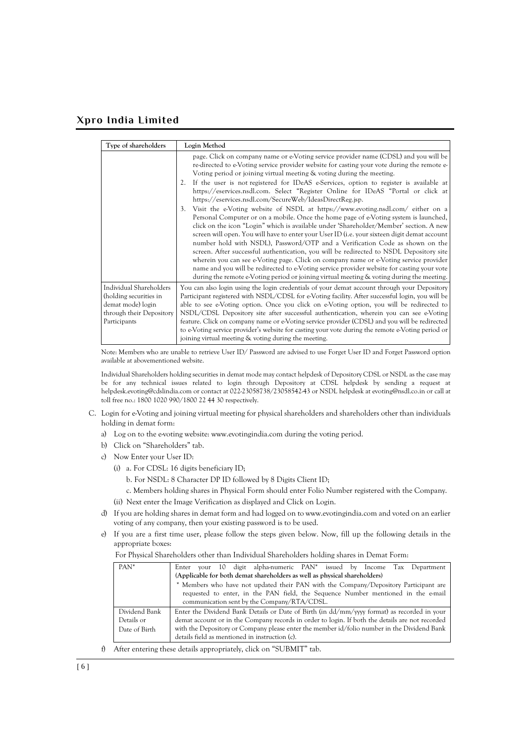| Type of shareholders | Login Method |
|---|---|
| | page. Click on company name or e-Voting service provider name (CDSL) and you will be re-directed to e-Voting service provider website for casting your vote during the remote e-Voting period or joining virtual meeting & voting during the meeting.<br>2. If the user is not registered for IDeAS e-Services, option to register is available at https://eservices.nsdl.com. Select "Register Online for IDeAS "Portal or click at https://eservices.nsdl.com/SecureWeb/IdeasDirectReg.jsp.<br>3. Visit the e-Voting website of NSDL at https://www.evoting.nsdl.com/ either on a Personal Computer or on a mobile. Once the home page of e-Voting system is launched, click on the icon "Login" which is available under 'Shareholder/Member' section. A new screen will open. You will have to enter your User ID (i.e. your sixteen digit demat account number hold with NSDL), Password/OTP and a Verification Code as shown on the screen. After successful authentication, you will be redirected to NSDL Depository site wherein you can see e-Voting page. Click on company name or e-Voting service provider name and you will be redirected to e-Voting service provider website for casting your vote during the remote e-Voting period or joining virtual meeting & voting during the meeting. |
| Individual Shareholders (holding securities in demat mode) login through their Depository Participants | You can also login using the login credentials of your demat account through your Depository Participant registered with NSDL/CDSL for e-Voting facility. After successful login, you will be able to see e-Voting option. Once you click on e-Voting option, you will be redirected to NSDL/CDSL Depository site after successful authentication, wherein you can see e-Voting feature. Click on company name or e-Voting service provider (CDSL) and you will be redirected to e-Voting service provider's website for casting your vote during the remote e-Voting period or joining virtual meeting & voting during the meeting. |

Note: Members who are unable to retrieve User ID/ Password are advised to use Forget User ID and Forget Password option available at abovementioned website.

Individual Shareholders holding securities in demat mode may contact helpdesk of Depository CDSL or NSDL as the case may be for any technical issues related to login through Depository at CDSL helpdesk by sending a request at helpdesk.evoting@cdslindia.com or contact at 022-23058738/23058542-43 or NSDL helpdesk at evoting@nsdl.co.in or call at toll free no.: 1800 1020 990/1800 22 44 30 respectively.

C. Login for e-Voting and joining virtual meeting for physical shareholders and shareholders other than individuals holding in demat form:

a) Log on to the e-voting website: www.evotingindia.com during the voting period.

b) Click on "Shareholders" tab.

c) Now Enter your User ID:

(i) a. For CDSL: 16 digits beneficiary ID;

b. For NSDL: 8 Character DP ID followed by 8 Digits Client ID;

c. Members holding shares in Physical Form should enter Folio Number registered with the Company.

(ii) Next enter the Image Verification as displayed and Click on Login.

d) If you are holding shares in demat form and had logged on to www.evotingindia.com and voted on an earlier voting of any company, then your existing password is to be used.

e) If you are a first time user, please follow the steps given below. Now, fill up the following details in the appropriate boxes:

For Physical Shareholders other than Individual Shareholders holding shares in Demat Form:

| PAN* | Enter your 10 digit alpha-numeric PAN* issued by Income Tax Department **(Applicable for both demat shareholders as well as physical shareholders)**<br>* Members who have not updated their PAN with the Company/Depository Participant are requested to enter, in the PAN field, the Sequence Number mentioned in the e-mail communication sent by the Company/RTA/CDSL. |
|---|---|
| Dividend Bank Details or Date of Birth | Enter the Dividend Bank Details or Date of Birth (in dd/mm/yyyy format) as recorded in your demat account or in the Company records in order to login. If both the details are not recorded with the Depository or Company please enter the member id/folio number in the Dividend Bank details field as mentioned in instruction (c). |

f) After entering these details appropriately, click on "SUBMIT" tab.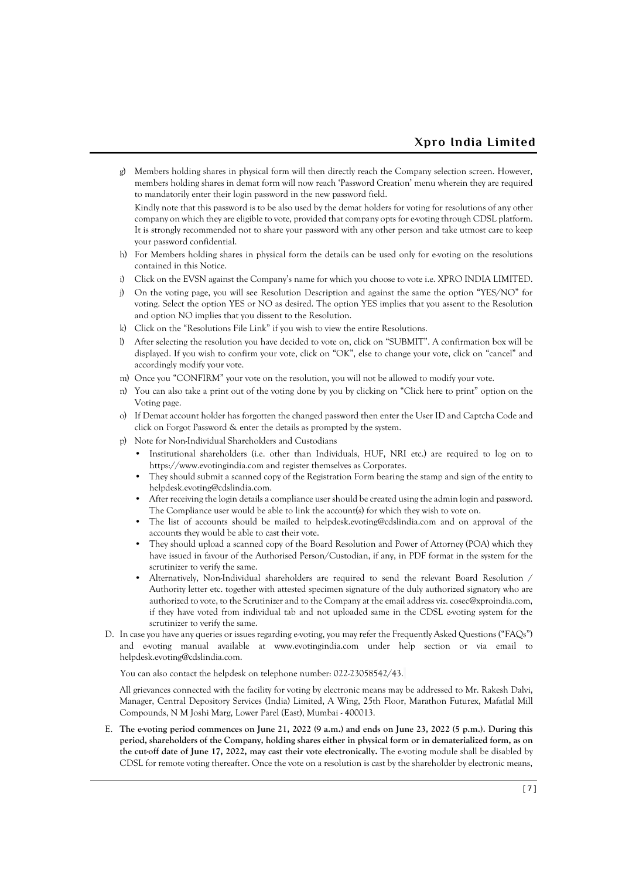g) Members holding shares in physical form will then directly reach the Company selection screen. However, members holding shares in demat form will now reach 'Password Creation' menu wherein they are required to mandatorily enter their login password in the new password field.

   Kindly note that this password is to be also used by the demat holders for voting for resolutions of any other company on which they are eligible to vote, provided that company opts for e-voting through CDSL platform. It is strongly recommended not to share your password with any other person and take utmost care to keep your password confidential.

h) For Members holding shares in physical form the details can be used only for e-voting on the resolutions contained in this Notice.

i) Click on the EVSN against the Company's name for which you choose to vote i.e. XPRO INDIA LIMITED.

j) On the voting page, you will see Resolution Description and against the same the option "YES/NO" for voting. Select the option YES or NO as desired. The option YES implies that you assent to the Resolution and option NO implies that you dissent to the Resolution.

k) Click on the "Resolutions File Link" if you wish to view the entire Resolutions.

l) After selecting the resolution you have decided to vote on, click on "SUBMIT". A confirmation box will be displayed. If you wish to confirm your vote, click on "OK", else to change your vote, click on "cancel" and accordingly modify your vote.

m) Once you "CONFIRM" your vote on the resolution, you will not be allowed to modify your vote.

n) You can also take a print out of the voting done by you by clicking on "Click here to print" option on the Voting page.

o) If Demat account holder has forgotten the changed password then enter the User ID and Captcha Code and click on Forgot Password & enter the details as prompted by the system.

p) Note for Non-Individual Shareholders and Custodians

   - Institutional shareholders (i.e. other than Individuals, HUF, NRI etc.) are required to log on to https://www.evotingindia.com and register themselves as Corporates.
   - They should submit a scanned copy of the Registration Form bearing the stamp and sign of the entity to helpdesk.evoting@cdslindia.com.
   - After receiving the login details a compliance user should be created using the admin login and password. The Compliance user would be able to link the account(s) for which they wish to vote on.
   - The list of accounts should be mailed to helpdesk.evoting@cdslindia.com and on approval of the accounts they would be able to cast their vote.
   - They should upload a scanned copy of the Board Resolution and Power of Attorney (POA) which they have issued in favour of the Authorised Person/Custodian, if any, in PDF format in the system for the scrutinizer to verify the same.
   - Alternatively, Non-Individual shareholders are required to send the relevant Board Resolution / Authority letter etc. together with attested specimen signature of the duly authorized signatory who are authorized to vote, to the Scrutinizer and to the Company at the email address viz. cosec@xproindia.com, if they have voted from individual tab and not uploaded same in the CDSL e-voting system for the scrutinizer to verify the same.

D. In case you have any queries or issues regarding e-voting, you may refer the Frequently Asked Questions ("FAQs") and e-voting manual available at www.evotingindia.com under help section or via email to helpdesk.evoting@cdslindia.com.

   You can also contact the helpdesk on telephone number: 022-23058542/43.

   All grievances connected with the facility for voting by electronic means may be addressed to Mr. Rakesh Dalvi, Manager, Central Depository Services (India) Limited, A Wing, 25th Floor, Marathon Futurex, Mafatlal Mill Compounds, N M Joshi Marg, Lower Parel (East), Mumbai - 400013.

E. **The e-voting period commences on June 21, 2022 (9 a.m.) and ends on June 23, 2022 (5 p.m.). During this period, shareholders of the Company, holding shares either in physical form or in dematerialized form, as on the cut-off date of June 17, 2022, may cast their vote electronically.** The e-voting module shall be disabled by CDSL for remote voting thereafter. Once the vote on a resolution is cast by the shareholder by electronic means,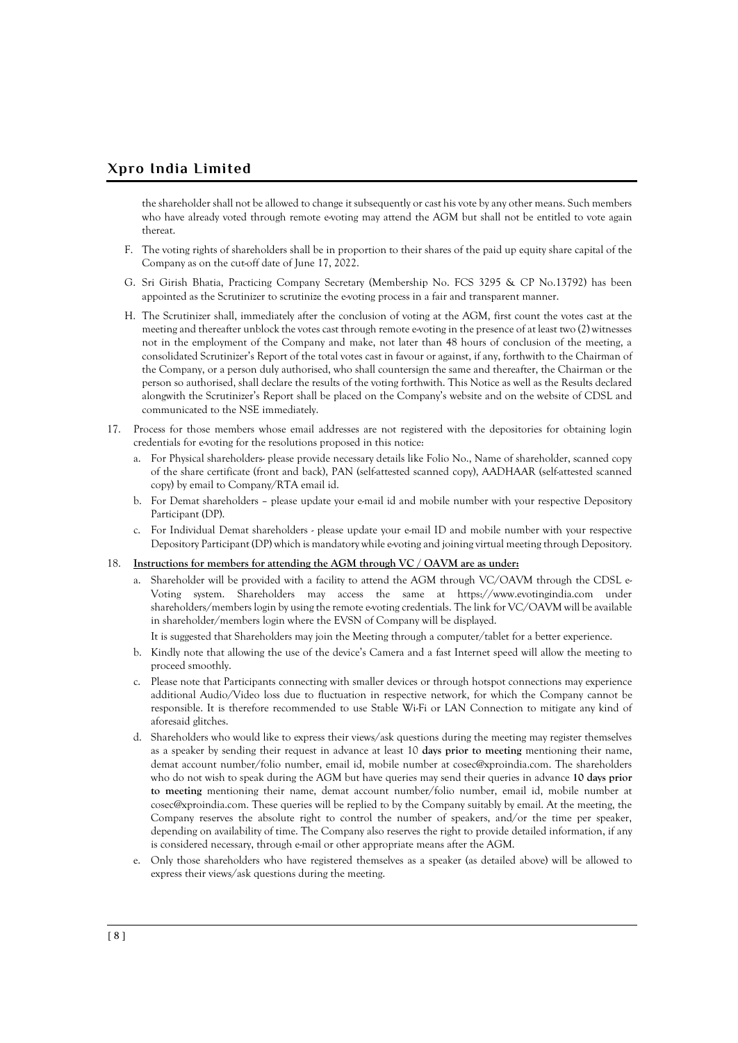the shareholder shall not be allowed to change it subsequently or cast his vote by any other means. Such members who have already voted through remote e-voting may attend the AGM but shall not be entitled to vote again thereat.

F. The voting rights of shareholders shall be in proportion to their shares of the paid up equity share capital of the Company as on the cut-off date of June 17, 2022.

G. Sri Girish Bhatia, Practicing Company Secretary (Membership No. FCS 3295 & CP No.13792) has been appointed as the Scrutinizer to scrutinize the e-voting process in a fair and transparent manner.

H. The Scrutinizer shall, immediately after the conclusion of voting at the AGM, first count the votes cast at the meeting and thereafter unblock the votes cast through remote e-voting in the presence of at least two (2) witnesses not in the employment of the Company and make, not later than 48 hours of conclusion of the meeting, a consolidated Scrutinizer's Report of the total votes cast in favour or against, if any, forthwith to the Chairman of the Company, or a person duly authorised, who shall countersign the same and thereafter, the Chairman or the person so authorised, shall declare the results of the voting forthwith. This Notice as well as the Results declared alongwith the Scrutinizer's Report shall be placed on the Company's website and on the website of CDSL and communicated to the NSE immediately.

17. Process for those members whose email addresses are not registered with the depositories for obtaining login credentials for e-voting for the resolutions proposed in this notice:

    a. For Physical shareholders- please provide necessary details like Folio No., Name of shareholder, scanned copy of the share certificate (front and back), PAN (self-attested scanned copy), AADHAAR (self-attested scanned copy) by email to Company/RTA email id.

    b. For Demat shareholders – please update your e-mail id and mobile number with your respective Depository Participant (DP).

    c. For Individual Demat shareholders - please update your e-mail ID and mobile number with your respective Depository Participant (DP) which is mandatory while e-voting and joining virtual meeting through Depository.

18. **Instructions for members for attending the AGM through VC / OAVM are as under:**

    a. Shareholder will be provided with a facility to attend the AGM through VC/OAVM through the CDSL e-Voting system. Shareholders may access the same at https://www.evotingindia.com under shareholders/members login by using the remote e-voting credentials. The link for VC/OAVM will be available in shareholder/members login where the EVSN of Company will be displayed.

       It is suggested that Shareholders may join the Meeting through a computer/tablet for a better experience.

    b. Kindly note that allowing the use of the device's Camera and a fast Internet speed will allow the meeting to proceed smoothly.

    c. Please note that Participants connecting with smaller devices or through hotspot connections may experience additional Audio/Video loss due to fluctuation in respective network, for which the Company cannot be responsible. It is therefore recommended to use Stable Wi-Fi or LAN Connection to mitigate any kind of aforesaid glitches.

    d. Shareholders who would like to express their views/ask questions during the meeting may register themselves as a speaker by sending their request in advance at least 10 **days prior to meeting** mentioning their name, demat account number/folio number, email id, mobile number at cosec@xproindia.com. The shareholders who do not wish to speak during the AGM but have queries may send their queries in advance **10 days prior to meeting** mentioning their name, demat account number/folio number, email id, mobile number at cosec@xproindia.com. These queries will be replied to by the Company suitably by email. At the meeting, the Company reserves the absolute right to control the number of speakers, and/or the time per speaker, depending on availability of time. The Company also reserves the right to provide detailed information, if any is considered necessary, through e-mail or other appropriate means after the AGM.

    e. Only those shareholders who have registered themselves as a speaker (as detailed above) will be allowed to express their views/ask questions during the meeting.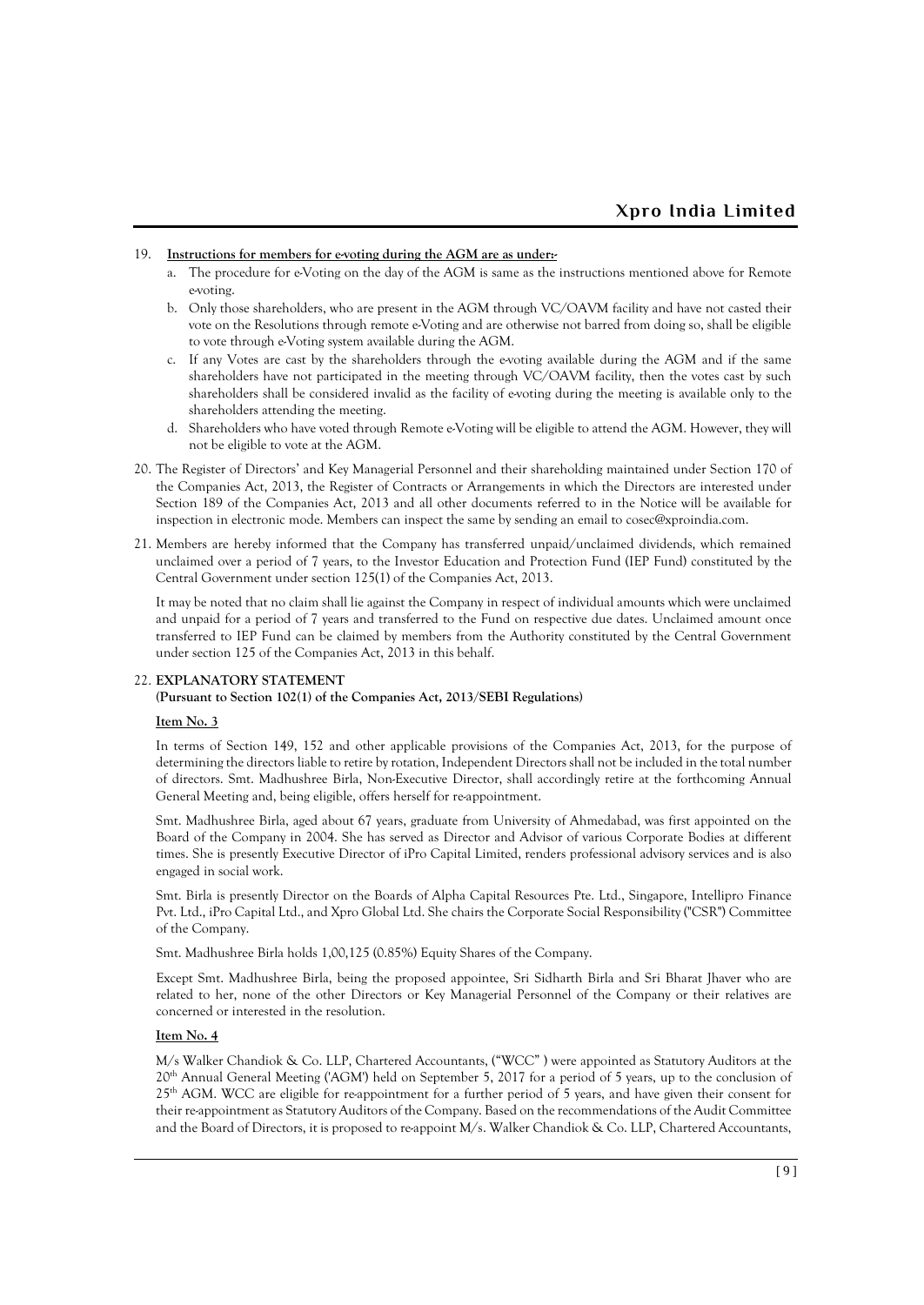19. **Instructions for members for e-voting during the AGM are as under:-**

    a. The procedure for e-Voting on the day of the AGM is same as the instructions mentioned above for Remote e-voting.

    b. Only those shareholders, who are present in the AGM through VC/OAVM facility and have not casted their vote on the Resolutions through remote e-Voting and are otherwise not barred from doing so, shall be eligible to vote through e-Voting system available during the AGM.

    c. If any Votes are cast by the shareholders through the e-voting available during the AGM and if the same shareholders have not participated in the meeting through VC/OAVM facility, then the votes cast by such shareholders shall be considered invalid as the facility of e-voting during the meeting is available only to the shareholders attending the meeting.

    d. Shareholders who have voted through Remote e-Voting will be eligible to attend the AGM. However, they will not be eligible to vote at the AGM.

20. The Register of Directors' and Key Managerial Personnel and their shareholding maintained under Section 170 of the Companies Act, 2013, the Register of Contracts or Arrangements in which the Directors are interested under Section 189 of the Companies Act, 2013 and all other documents referred to in the Notice will be available for inspection in electronic mode. Members can inspect the same by sending an email to cosec@xproindia.com.

21. Members are hereby informed that the Company has transferred unpaid/unclaimed dividends, which remained unclaimed over a period of 7 years, to the Investor Education and Protection Fund (IEP Fund) constituted by the Central Government under section 125(1) of the Companies Act, 2013.

    It may be noted that no claim shall lie against the Company in respect of individual amounts which were unclaimed and unpaid for a period of 7 years and transferred to the Fund on respective due dates. Unclaimed amount once transferred to IEP Fund can be claimed by members from the Authority constituted by the Central Government under section 125 of the Companies Act, 2013 in this behalf.

22. **EXPLANATORY STATEMENT**
    **(Pursuant to Section 102(1) of the Companies Act, 2013/SEBI Regulations)**

    **Item No. 3**

    In terms of Section 149, 152 and other applicable provisions of the Companies Act, 2013, for the purpose of determining the directors liable to retire by rotation, Independent Directors shall not be included in the total number of directors. Smt. Madhushree Birla, Non-Executive Director, shall accordingly retire at the forthcoming Annual General Meeting and, being eligible, offers herself for re-appointment.

    Smt. Madhushree Birla, aged about 67 years, graduate from University of Ahmedabad, was first appointed on the Board of the Company in 2004. She has served as Director and Advisor of various Corporate Bodies at different times. She is presently Executive Director of iPro Capital Limited, renders professional advisory services and is also engaged in social work.

    Smt. Birla is presently Director on the Boards of Alpha Capital Resources Pte. Ltd., Singapore, Intellipro Finance Pvt. Ltd., iPro Capital Ltd., and Xpro Global Ltd. She chairs the Corporate Social Responsibility ("CSR") Committee of the Company.

    Smt. Madhushree Birla holds 1,00,125 (0.85%) Equity Shares of the Company.

    Except Smt. Madhushree Birla, being the proposed appointee, Sri Sidharth Birla and Sri Bharat Jhaver who are related to her, none of the other Directors or Key Managerial Personnel of the Company or their relatives are concerned or interested in the resolution.

    **Item No. 4**

    M/s Walker Chandiok & Co. LLP, Chartered Accountants, ("WCC" ) were appointed as Statutory Auditors at the 20th Annual General Meeting ('AGM') held on September 5, 2017 for a period of 5 years, up to the conclusion of 25th AGM. WCC are eligible for re-appointment for a further period of 5 years, and have given their consent for their re-appointment as Statutory Auditors of the Company. Based on the recommendations of the Audit Committee and the Board of Directors, it is proposed to re-appoint M/s. Walker Chandiok & Co. LLP, Chartered Accountants,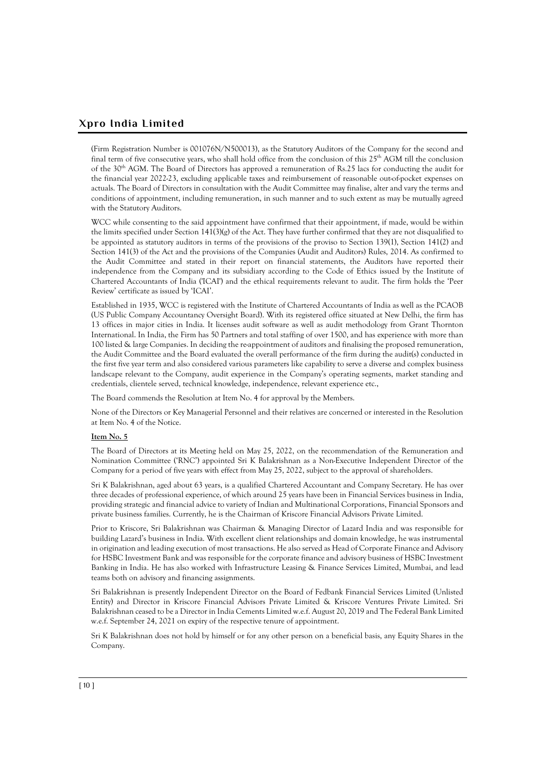(Firm Registration Number is 001076N/N500013), as the Statutory Auditors of the Company for the second and final term of five consecutive years, who shall hold office from the conclusion of this 25th AGM till the conclusion of the 30th AGM. The Board of Directors has approved a remuneration of Rs.25 lacs for conducting the audit for the financial year 2022-23, excluding applicable taxes and reimbursement of reasonable out-of-pocket expenses on actuals. The Board of Directors in consultation with the Audit Committee may finalise, alter and vary the terms and conditions of appointment, including remuneration, in such manner and to such extent as may be mutually agreed with the Statutory Auditors.

WCC while consenting to the said appointment have confirmed that their appointment, if made, would be within the limits specified under Section 141(3)(g) of the Act. They have further confirmed that they are not disqualified to be appointed as statutory auditors in terms of the provisions of the proviso to Section 139(1), Section 141(2) and Section 141(3) of the Act and the provisions of the Companies (Audit and Auditors) Rules, 2014. As confirmed to the Audit Committee and stated in their report on financial statements, the Auditors have reported their independence from the Company and its subsidiary according to the Code of Ethics issued by the Institute of Chartered Accountants of India ('ICAI') and the ethical requirements relevant to audit. The firm holds the 'Peer Review' certificate as issued by 'ICAI'.

Established in 1935, WCC is registered with the Institute of Chartered Accountants of India as well as the PCAOB (US Public Company Accountancy Oversight Board). With its registered office situated at New Delhi, the firm has 13 offices in major cities in India. It licenses audit software as well as audit methodology from Grant Thornton International. In India, the Firm has 50 Partners and total staffing of over 1500, and has experience with more than 100 listed & large Companies. In deciding the re-appointment of auditors and finalising the proposed remuneration, the Audit Committee and the Board evaluated the overall performance of the firm during the audit(s) conducted in the first five year term and also considered various parameters like capability to serve a diverse and complex business landscape relevant to the Company, audit experience in the Company's operating segments, market standing and credentials, clientele served, technical knowledge, independence, relevant experience etc.,

The Board commends the Resolution at Item No. 4 for approval by the Members.

None of the Directors or Key Managerial Personnel and their relatives are concerned or interested in the Resolution at Item No. 4 of the Notice.

**Item No. 5**

The Board of Directors at its Meeting held on May 25, 2022, on the recommendation of the Remuneration and Nomination Committee ('RNC') appointed Sri K Balakrishnan as a Non-Executive Independent Director of the Company for a period of five years with effect from May 25, 2022, subject to the approval of shareholders.

Sri K Balakrishnan, aged about 63 years, is a qualified Chartered Accountant and Company Secretary. He has over three decades of professional experience, of which around 25 years have been in Financial Services business in India, providing strategic and financial advice to variety of Indian and Multinational Corporations, Financial Sponsors and private business families. Currently, he is the Chairman of Kriscore Financial Advisors Private Limited.

Prior to Kriscore, Sri Balakrishnan was Chairman & Managing Director of Lazard India and was responsible for building Lazard's business in India. With excellent client relationships and domain knowledge, he was instrumental in origination and leading execution of most transactions. He also served as Head of Corporate Finance and Advisory for HSBC Investment Bank and was responsible for the corporate finance and advisory business of HSBC Investment Banking in India. He has also worked with Infrastructure Leasing & Finance Services Limited, Mumbai, and lead teams both on advisory and financing assignments.

Sri Balakrishnan is presently Independent Director on the Board of Fedbank Financial Services Limited (Unlisted Entity) and Director in Kriscore Financial Advisors Private Limited & Kriscore Ventures Private Limited. Sri Balakrishnan ceased to be a Director in India Cements Limited w.e.f. August 20, 2019 and The Federal Bank Limited w.e.f. September 24, 2021 on expiry of the respective tenure of appointment.

Sri K Balakrishnan does not hold by himself or for any other person on a beneficial basis, any Equity Shares in the Company.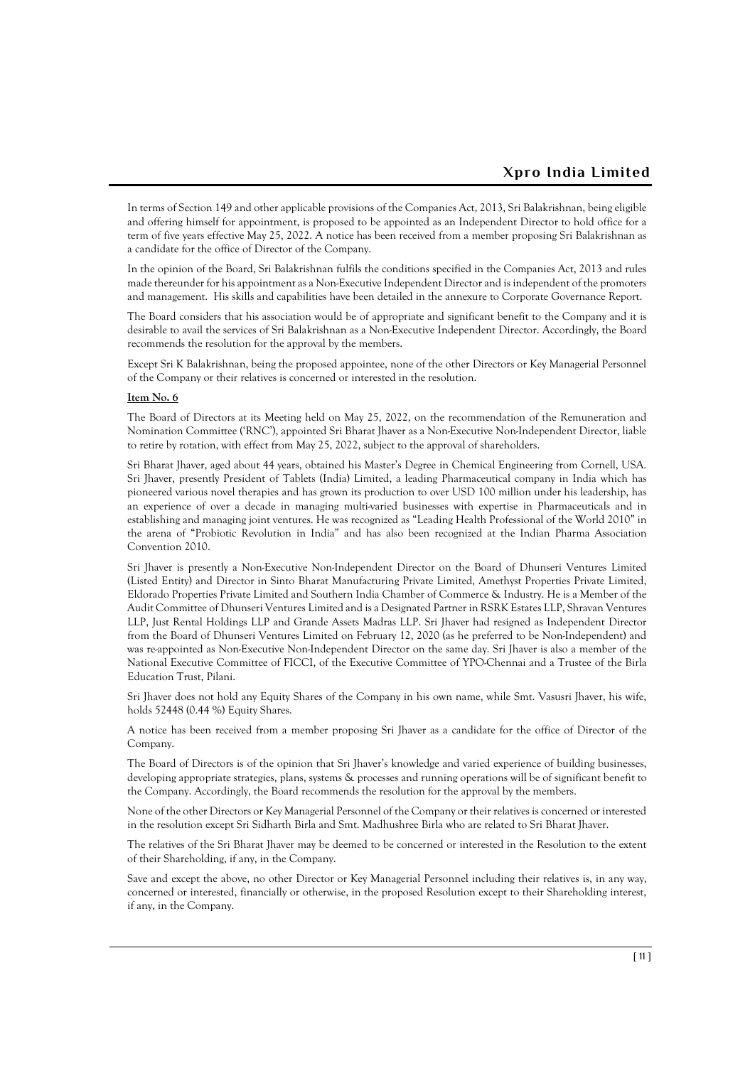In terms of Section 149 and other applicable provisions of the Companies Act, 2013, Sri Balakrishnan, being eligible and offering himself for appointment, is proposed to be appointed as an Independent Director to hold office for a term of five years effective May 25, 2022. A notice has been received from a member proposing Sri Balakrishnan as a candidate for the office of Director of the Company.

In the opinion of the Board, Sri Balakrishnan fulfils the conditions specified in the Companies Act, 2013 and rules made thereunder for his appointment as a Non-Executive Independent Director and is independent of the promoters and management. His skills and capabilities have been detailed in the annexure to Corporate Governance Report.

The Board considers that his association would be of appropriate and significant benefit to the Company and it is desirable to avail the services of Sri Balakrishnan as a Non-Executive Independent Director. Accordingly, the Board recommends the resolution for the approval by the members.

Except Sri K Balakrishnan, being the proposed appointee, none of the other Directors or Key Managerial Personnel of the Company or their relatives is concerned or interested in the resolution.

**Item No. 6**

The Board of Directors at its Meeting held on May 25, 2022, on the recommendation of the Remuneration and Nomination Committee ('RNC'), appointed Sri Bharat Jhaver as a Non-Executive Non-Independent Director, liable to retire by rotation, with effect from May 25, 2022, subject to the approval of shareholders.

Sri Bharat Jhaver, aged about 44 years, obtained his Master's Degree in Chemical Engineering from Cornell, USA. Sri Jhaver, presently President of Tablets (India) Limited, a leading Pharmaceutical company in India which has pioneered various novel therapies and has grown its production to over USD 100 million under his leadership, has an experience of over a decade in managing multi-varied businesses with expertise in Pharmaceuticals and in establishing and managing joint ventures. He was recognized as "Leading Health Professional of the World 2010" in the arena of "Probiotic Revolution in India" and has also been recognized at the Indian Pharma Association Convention 2010.

Sri Jhaver is presently a Non-Executive Non-Independent Director on the Board of Dhunseri Ventures Limited (Listed Entity) and Director in Sinto Bharat Manufacturing Private Limited, Amethyst Properties Private Limited, Eldorado Properties Private Limited and Southern India Chamber of Commerce & Industry. He is a Member of the Audit Committee of Dhunseri Ventures Limited and is a Designated Partner in RSRK Estates LLP, Shravan Ventures LLP, Just Rental Holdings LLP and Grande Assets Madras LLP. Sri Jhaver had resigned as Independent Director from the Board of Dhunseri Ventures Limited on February 12, 2020 (as he preferred to be Non-Independent) and was re-appointed as Non-Executive Non-Independent Director on the same day. Sri Jhaver is also a member of the National Executive Committee of FICCI, of the Executive Committee of YPO-Chennai and a Trustee of the Birla Education Trust, Pilani.

Sri Jhaver does not hold any Equity Shares of the Company in his own name, while Smt. Vasusri Jhaver, his wife, holds 52448 (0.44 %) Equity Shares.

A notice has been received from a member proposing Sri Jhaver as a candidate for the office of Director of the Company.

The Board of Directors is of the opinion that Sri Jhaver's knowledge and varied experience of building businesses, developing appropriate strategies, plans, systems & processes and running operations will be of significant benefit to the Company. Accordingly, the Board recommends the resolution for the approval by the members.

None of the other Directors or Key Managerial Personnel of the Company or their relatives is concerned or interested in the resolution except Sri Sidharth Birla and Smt. Madhushree Birla who are related to Sri Bharat Jhaver.

The relatives of the Sri Bharat Jhaver may be deemed to be concerned or interested in the Resolution to the extent of their Shareholding, if any, in the Company.

Save and except the above, no other Director or Key Managerial Personnel including their relatives is, in any way, concerned or interested, financially or otherwise, in the proposed Resolution except to their Shareholding interest, if any, in the Company.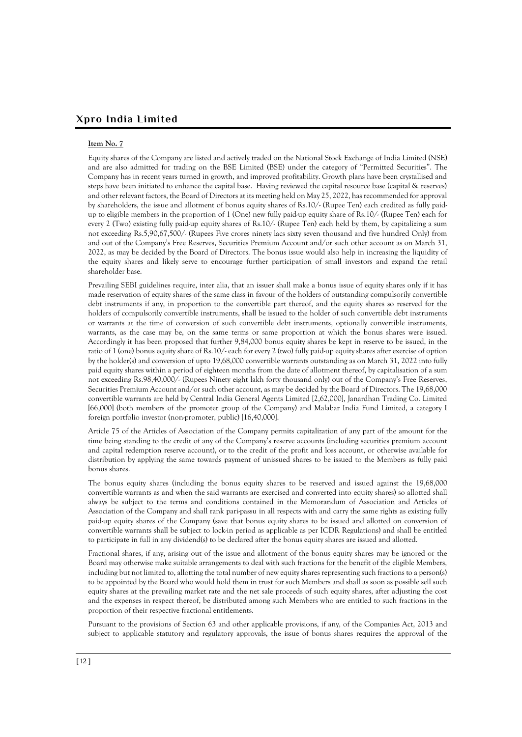**Item No. 7**

Equity shares of the Company are listed and actively traded on the National Stock Exchange of India Limited (NSE) and are also admitted for trading on the BSE Limited (BSE) under the category of "Permitted Securities". The Company has in recent years turned in growth, and improved profitability. Growth plans have been crystallised and steps have been initiated to enhance the capital base. Having reviewed the capital resource base (capital & reserves) and other relevant factors, the Board of Directors at its meeting held on May 25, 2022, has recommended for approval by shareholders, the issue and allotment of bonus equity shares of Rs.10/- (Rupee Ten) each credited as fully paid-up to eligible members in the proportion of 1 (One) new fully paid-up equity share of Rs.10/- (Rupee Ten) each for every 2 (Two) existing fully paid-up equity shares of Rs.10/- (Rupee Ten) each held by them, by capitalizing a sum not exceeding Rs.5,90,67,500/- (Rupees Five crores ninety lacs sixty seven thousand and five hundred Only) from and out of the Company's Free Reserves, Securities Premium Account and/or such other account as on March 31, 2022, as may be decided by the Board of Directors. The bonus issue would also help in increasing the liquidity of the equity shares and likely serve to encourage further participation of small investors and expand the retail shareholder base.

Prevailing SEBI guidelines require, inter alia, that an issuer shall make a bonus issue of equity shares only if it has made reservation of equity shares of the same class in favour of the holders of outstanding compulsorily convertible debt instruments if any, in proportion to the convertible part thereof, and the equity shares so reserved for the holders of compulsorily convertible instruments, shall be issued to the holder of such convertible debt instruments or warrants at the time of conversion of such convertible debt instruments, optionally convertible instruments, warrants, as the case may be, on the same terms or same proportion at which the bonus shares were issued. Accordingly it has been proposed that further 9,84,000 bonus equity shares be kept in reserve to be issued, in the ratio of 1 (one) bonus equity share of Rs.10/- each for every 2 (two) fully paid-up equity shares after exercise of option by the holder(s) and conversion of upto 19,68,000 convertible warrants outstanding as on March 31, 2022 into fully paid equity shares within a period of eighteen months from the date of allotment thereof, by capitalisation of a sum not exceeding Rs.98,40,000/- (Rupees Ninety eight lakh forty thousand only) out of the Company's Free Reserves, Securities Premium Account and/or such other account, as may be decided by the Board of Directors. The 19,68,000 convertible warrants are held by Central India General Agents Limited [2,62,000], Janardhan Trading Co. Limited [66,000] (both members of the promoter group of the Company) and Malabar India Fund Limited, a category I foreign portfolio investor (non-promoter, public) [16,40,000].

Article 75 of the Articles of Association of the Company permits capitalization of any part of the amount for the time being standing to the credit of any of the Company's reserve accounts (including securities premium account and capital redemption reserve account), or to the credit of the profit and loss account, or otherwise available for distribution by applying the same towards payment of unissued shares to be issued to the Members as fully paid bonus shares.

The bonus equity shares (including the bonus equity shares to be reserved and issued against the 19,68,000 convertible warrants as and when the said warrants are exercised and converted into equity shares) so allotted shall always be subject to the terms and conditions contained in the Memorandum of Association and Articles of Association of the Company and shall rank pari-passu in all respects with and carry the same rights as existing fully paid-up equity shares of the Company (save that bonus equity shares to be issued and allotted on conversion of convertible warrants shall be subject to lock-in period as applicable as per ICDR Regulations) and shall be entitled to participate in full in any dividend(s) to be declared after the bonus equity shares are issued and allotted.

Fractional shares, if any, arising out of the issue and allotment of the bonus equity shares may be ignored or the Board may otherwise make suitable arrangements to deal with such fractions for the benefit of the eligible Members, including but not limited to, allotting the total number of new equity shares representing such fractions to a person(s) to be appointed by the Board who would hold them in trust for such Members and shall as soon as possible sell such equity shares at the prevailing market rate and the net sale proceeds of such equity shares, after adjusting the cost and the expenses in respect thereof, be distributed among such Members who are entitled to such fractions in the proportion of their respective fractional entitlements.

Pursuant to the provisions of Section 63 and other applicable provisions, if any, of the Companies Act, 2013 and subject to applicable statutory and regulatory approvals, the issue of bonus shares requires the approval of the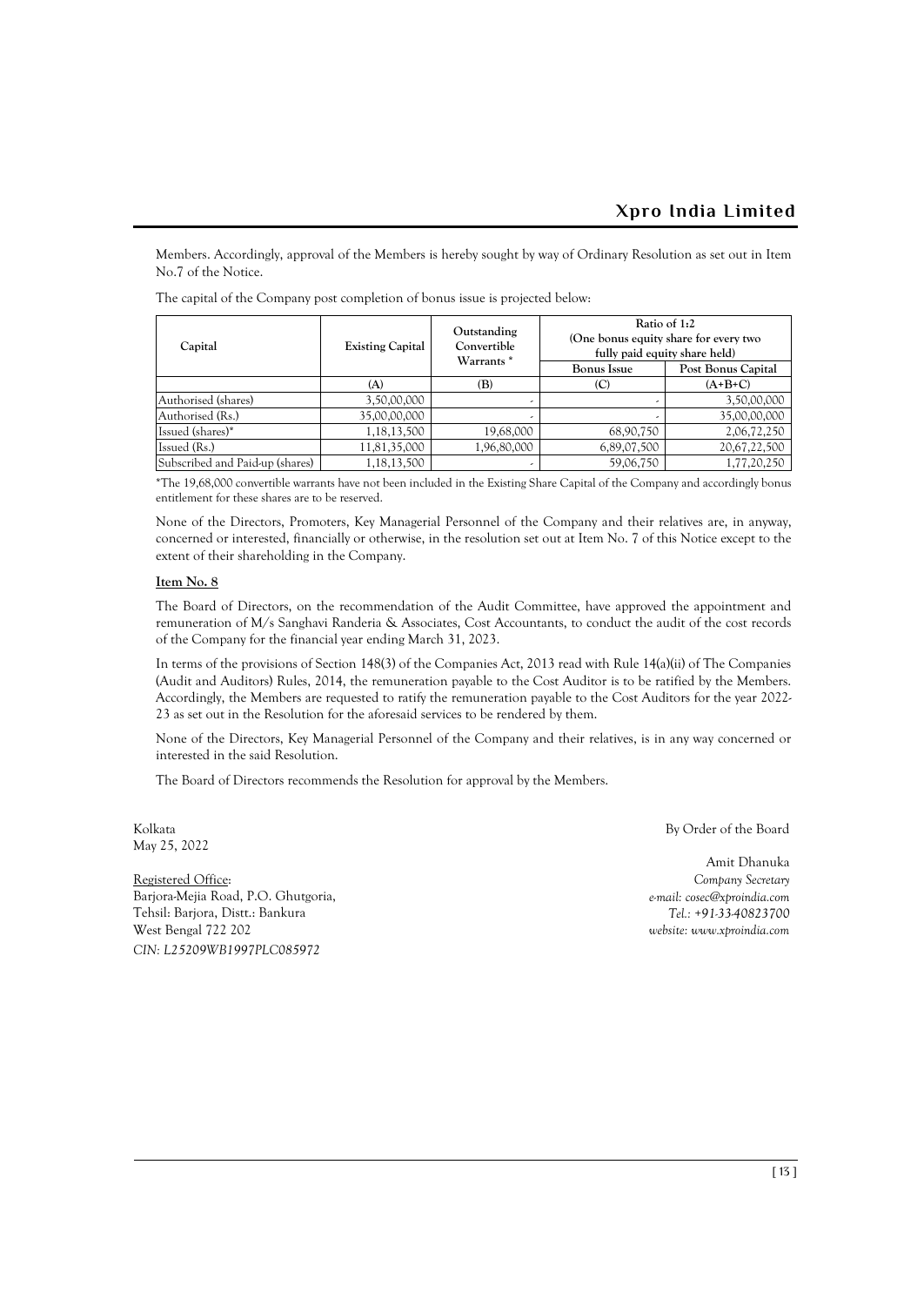Members. Accordingly, approval of the Members is hereby sought by way of Ordinary Resolution as set out in Item No.7 of the Notice.

The capital of the Company post completion of bonus issue is projected below:

| Capital | Existing Capital | Outstanding Convertible Warrants * | Ratio of 1:2 (One bonus equity share for every two fully paid equity share held) | |
|---|---|---|---|---|
| | | | Bonus Issue | Post Bonus Capital |
| | (A) | (B) | (C) | (A+B+C) |
| Authorised (shares) | 3,50,00,000 | - | - | 3,50,00,000 |
| Authorised (Rs.) | 35,00,00,000 | - | - | 35,00,00,000 |
| Issued (shares)* | 1,18,13,500 | 19,68,000 | 68,90,750 | 2,06,72,250 |
| Issued (Rs.) | 11,81,35,000 | 1,96,80,000 | 6,89,07,500 | 20,67,22,500 |
| Subscribed and Paid-up (shares) | 1,18,13,500 | - | 59,06,750 | 1,77,20,250 |

*The 19,68,000 convertible warrants have not been included in the Existing Share Capital of the Company and accordingly bonus entitlement for these shares are to be reserved.

None of the Directors, Promoters, Key Managerial Personnel of the Company and their relatives are, in anyway, concerned or interested, financially or otherwise, in the resolution set out at Item No. 7 of this Notice except to the extent of their shareholding in the Company.

**Item No. 8**

The Board of Directors, on the recommendation of the Audit Committee, have approved the appointment and remuneration of M/s Sanghavi Randeria & Associates, Cost Accountants, to conduct the audit of the cost records of the Company for the financial year ending March 31, 2023.

In terms of the provisions of Section 148(3) of the Companies Act, 2013 read with Rule 14(a)(ii) of The Companies (Audit and Auditors) Rules, 2014, the remuneration payable to the Cost Auditor is to be ratified by the Members. Accordingly, the Members are requested to ratify the remuneration payable to the Cost Auditors for the year 2022-23 as set out in the Resolution for the aforesaid services to be rendered by them.

None of the Directors, Key Managerial Personnel of the Company and their relatives, is in any way concerned or interested in the said Resolution.

The Board of Directors recommends the Resolution for approval by the Members.

Kolkata
May 25, 2022

By Order of the Board

Amit Dhanuka
*Company Secretary*
*e-mail: cosec@xproindia.com*
*Tel.: +91-33-40823700*
*website: www.xproindia.com*

Registered Office:
Barjora-Mejia Road, P.O. Ghutgoria,
Tehsil: Barjora, Distt.: Bankura
West Bengal 722 202
*CIN: L25209WB1997PLC085972*